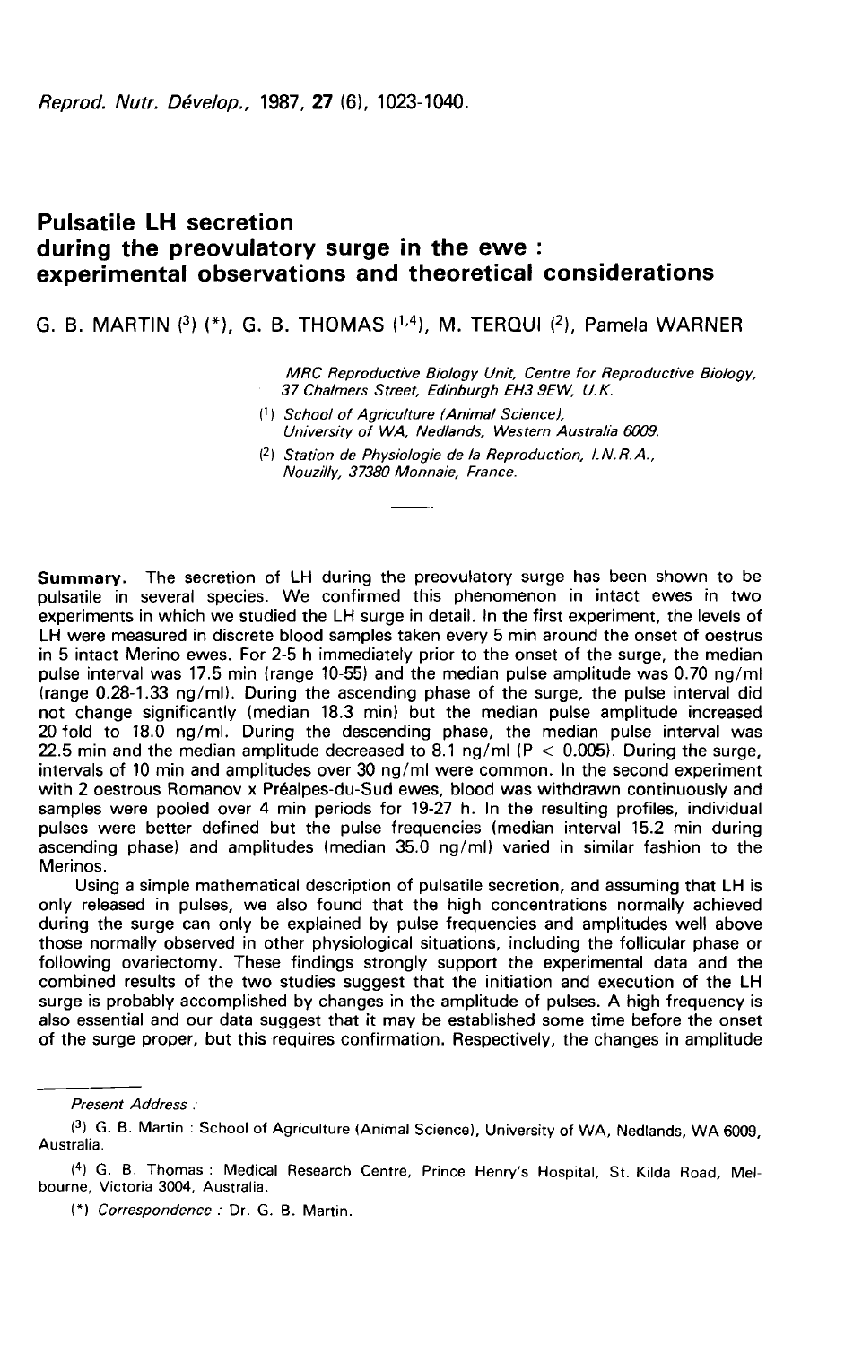# Pulsatile LH secretion during the preovulatory surge in the ewe : experimental observations and theoretical considerations

G. B. MARTIN [3] (*), G. B. THOMAS [1,4], M. TERQUI [2], Pamela WARNER

*MRC Reproductive Biology Unit, Centre for Reproductive Biology, 37 Chalmers Street, Edinburgh EH3 9EW, U.K.*

[1] *School of Agriculture (Animal Science), University of WA, Nedlands, Western Australia 6009.*

[2] *Station de Physiologie de la Reproduction, I.N.R.A., Nouzilly, 37380 Monnaie, France.*

**Summary.** The secretion of LH during the preovulatory surge has been shown to be pulsatile in several species. We confirmed this phenomenon in intact ewes in two experiments in which we studied the LH surge in detail. In the first experiment, the levels of LH were measured in discrete blood samples taken every 5 min around the onset of oestrus in 5 intact Merino ewes. For 2-5 h immediately prior to the onset of the surge, the median pulse interval was 17.5 min (range 10-55) and the median pulse amplitude was 0.70 ng/ml (range 0.28-1.33 ng/ml). During the ascending phase of the surge, the pulse interval did not change significantly (median 18.3 min) but the median pulse amplitude increased 20 fold to 18.0 ng/ml. During the descending phase, the median pulse interval was 22.5 min and the median amplitude decreased to 8.1 ng/ml ($P < 0.005$). During the surge, intervals of 10 min and amplitudes over 30 ng/ml were common. In the second experiment with 2 oestrous Romanov x Préalpes-du-Sud ewes, blood was withdrawn continuously and samples were pooled over 4 min periods for 19-27 h. In the resulting profiles, individual pulses were better defined but the pulse frequencies (median interval 15.2 min during ascending phase) and amplitudes (median 35.0 ng/ml) varied in similar fashion to the Merinos.

Using a simple mathematical description of pulsatile secretion, and assuming that LH is only released in pulses, we also found that the high concentrations normally achieved during the surge can only be explained by pulse frequencies and amplitudes well above those normally observed in other physiological situations, including the follicular phase or following ovariectomy. These findings strongly support the experimental data and the combined results of the two studies suggest that the initiation and execution of the LH surge is probably accomplished by changes in the amplitude of pulses. A high frequency is also essential and our data suggest that it may be established some time before the onset of the surge proper, but this requires confirmation. Respectively, the changes in amplitude

---

*Present Address :*

[3] G. B. Martin : School of Agriculture (Animal Science), University of WA, Nedlands, WA 6009, Australia.

[4] G. B. Thomas : Medical Research Centre, Prince Henry's Hospital, St. Kilda Road, Melbourne, Victoria 3004, Australia.

(*) *Correspondence :* Dr. G. B. Martin.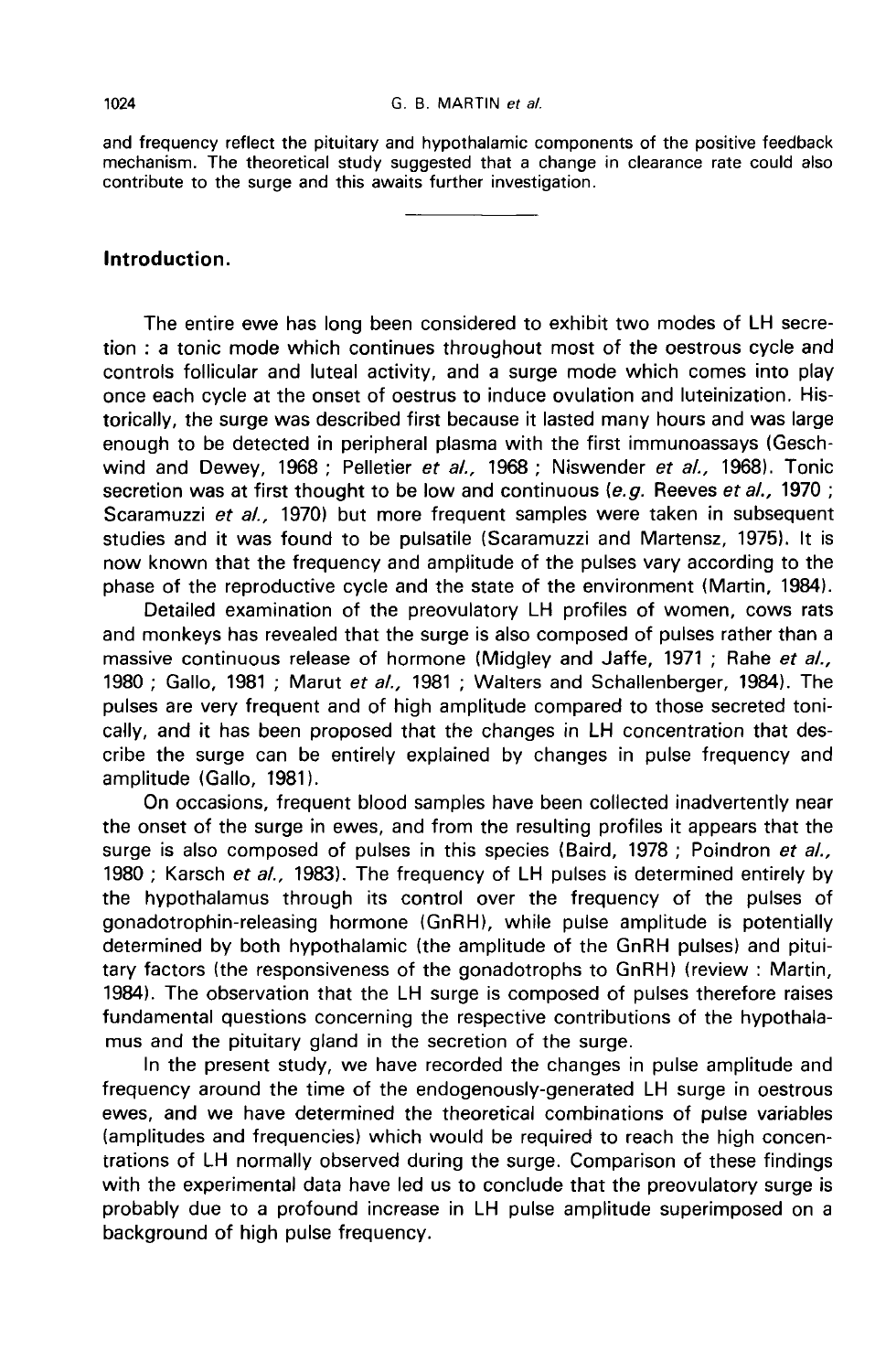and frequency reflect the pituitary and hypothalamic components of the positive feedback mechanism. The theoretical study suggested that a change in clearance rate could also contribute to the surge and this awaits further investigation.

## Introduction.

The entire ewe has long been considered to exhibit two modes of LH secretion : a tonic mode which continues throughout most of the oestrous cycle and controls follicular and luteal activity, and a surge mode which comes into play once each cycle at the onset of oestrus to induce ovulation and luteinization. Historically, the surge was described first because it lasted many hours and was large enough to be detected in peripheral plasma with the first immunoassays (Geschwind and Dewey, 1968 ; Pelletier *et al.,* 1968 ; Niswender *et al.,* 1968). Tonic secretion was at first thought to be low and continuous (*e.g.* Reeves *et al.,* 1970 ; Scaramuzzi *et al.,* 1970) but more frequent samples were taken in subsequent studies and it was found to be pulsatile (Scaramuzzi and Martensz, 1975). It is now known that the frequency and amplitude of the pulses vary according to the phase of the reproductive cycle and the state of the environment (Martin, 1984).

Detailed examination of the preovulatory LH profiles of women, cows rats and monkeys has revealed that the surge is also composed of pulses rather than a massive continuous release of hormone (Midgley and Jaffe, 1971 ; Rahe *et al.,* 1980 ; Gallo, 1981 ; Marut *et al.,* 1981 ; Walters and Schallenberger, 1984). The pulses are very frequent and of high amplitude compared to those secreted tonically, and it has been proposed that the changes in LH concentration that describe the surge can be entirely explained by changes in pulse frequency and amplitude (Gallo, 1981).

On occasions, frequent blood samples have been collected inadvertently near the onset of the surge in ewes, and from the resulting profiles it appears that the surge is also composed of pulses in this species (Baird, 1978 ; Poindron *et al.,* 1980 ; Karsch *et al.,* 1983). The frequency of LH pulses is determined entirely by the hypothalamus through its control over the frequency of the pulses of gonadotrophin-releasing hormone (GnRH), while pulse amplitude is potentially determined by both hypothalamic (the amplitude of the GnRH pulses) and pituitary factors (the responsiveness of the gonadotrophs to GnRH) (review : Martin, 1984). The observation that the LH surge is composed of pulses therefore raises fundamental questions concerning the respective contributions of the hypothalamus and the pituitary gland in the secretion of the surge.

In the present study, we have recorded the changes in pulse amplitude and frequency around the time of the endogenously-generated LH surge in oestrous ewes, and we have determined the theoretical combinations of pulse variables (amplitudes and frequencies) which would be required to reach the high concentrations of LH normally observed during the surge. Comparison of these findings with the experimental data have led us to conclude that the preovulatory surge is probably due to a profound increase in LH pulse amplitude superimposed on a background of high pulse frequency.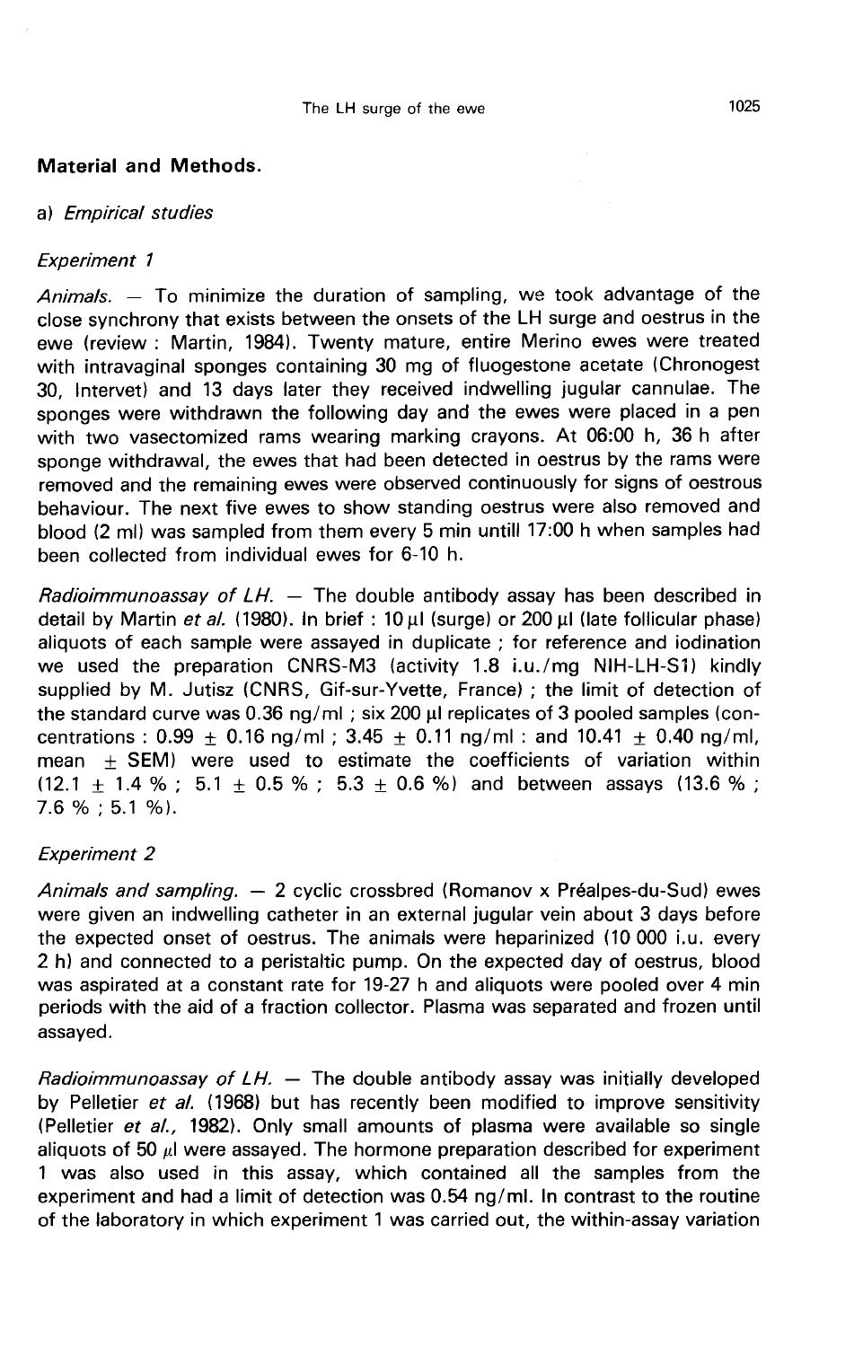## Material and Methods.

### a) *Empirical studies*

#### *Experiment 1*

*Animals.* — To minimize the duration of sampling, we took advantage of the close synchrony that exists between the onsets of the LH surge and oestrus in the ewe (review : Martin, 1984). Twenty mature, entire Merino ewes were treated with intravaginal sponges containing 30 mg of fluogestone acetate (Chronogest 30, Intervet) and 13 days later they received indwelling jugular cannulae. The sponges were withdrawn the following day and the ewes were placed in a pen with two vasectomized rams wearing marking crayons. At 06:00 h, 36 h after sponge withdrawal, the ewes that had been detected in oestrus by the rams were removed and the remaining ewes were observed continuously for signs of oestrous behaviour. The next five ewes to show standing oestrus were also removed and blood (2 ml) was sampled from them every 5 min untill 17:00 h when samples had been collected from individual ewes for 6-10 h.

*Radioimmunoassay of LH.* — The double antibody assay has been described in detail by Martin *et al.* (1980). In brief : 10 µl (surge) or 200 µl (late follicular phase) aliquots of each sample were assayed in duplicate ; for reference and iodination we used the preparation CNRS-M3 (activity 1.8 i.u./mg NIH-LH-S1) kindly supplied by M. Jutisz (CNRS, Gif-sur-Yvette, France) ; the limit of detection of the standard curve was 0.36 ng/ml ; six 200 µl replicates of 3 pooled samples (concentrations : $0.99 \pm 0.16$ ng/ml ; $3.45 \pm 0.11$ ng/ml : and $10.41 \pm 0.40$ ng/ml, mean $\pm$ SEM) were used to estimate the coefficients of variation within ($12.1 \pm 1.4$ % ; $5.1 \pm 0.5$ % ; $5.3 \pm 0.6$ %) and between assays (13.6 % ; 7.6 % ; 5.1 %).

#### *Experiment 2*

*Animals and sampling.* — 2 cyclic crossbred (Romanov x Préalpes-du-Sud) ewes were given an indwelling catheter in an external jugular vein about 3 days before the expected onset of oestrus. The animals were heparinized (10 000 i.u. every 2 h) and connected to a peristaltic pump. On the expected day of oestrus, blood was aspirated at a constant rate for 19-27 h and aliquots were pooled over 4 min periods with the aid of a fraction collector. Plasma was separated and frozen until assayed.

*Radioimmunoassay of LH.* — The double antibody assay was initially developed by Pelletier *et al.* (1968) but has recently been modified to improve sensitivity (Pelletier *et al.*, 1982). Only small amounts of plasma were available so single aliquots of 50 µl were assayed. The hormone preparation described for experiment 1 was also used in this assay, which contained all the samples from the experiment and had a limit of detection was 0.54 ng/ml. In contrast to the routine of the laboratory in which experiment 1 was carried out, the within-assay variation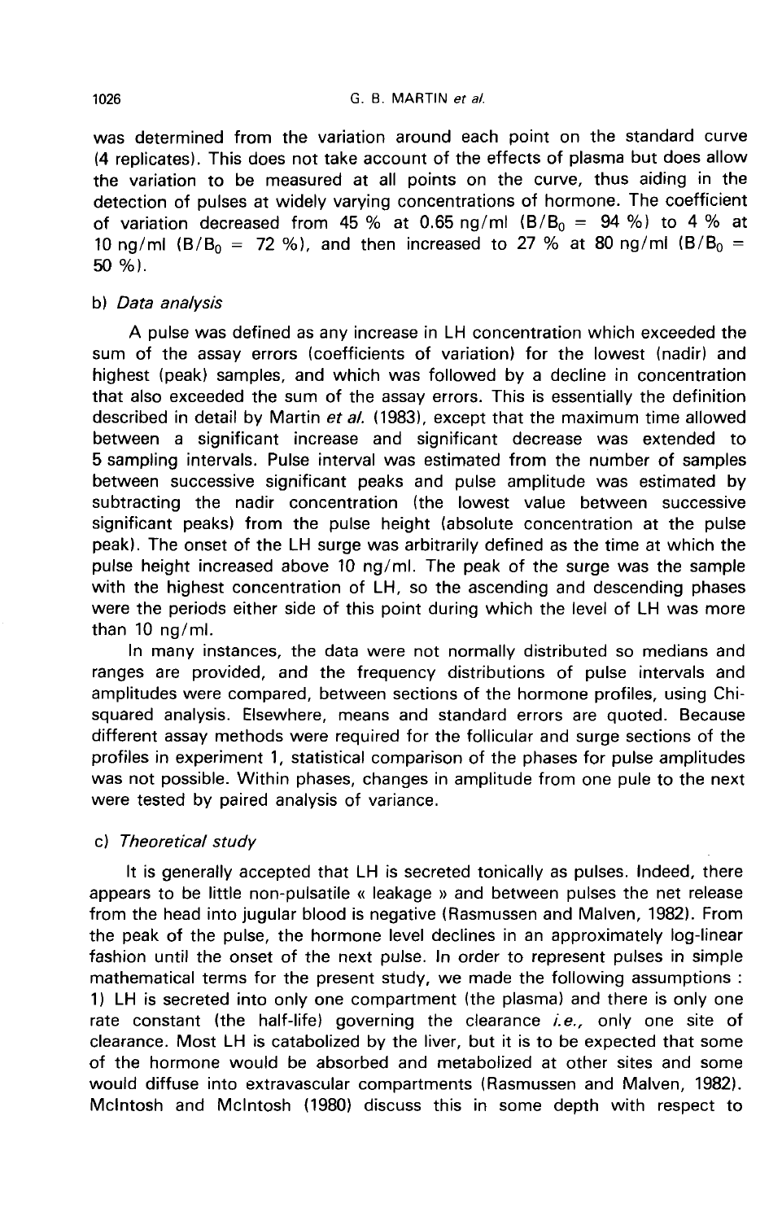was determined from the variation around each point on the standard curve (4 replicates). This does not take account of the effects of plasma but does allow the variation to be measured at all points on the curve, thus aiding in the detection of pulses at widely varying concentrations of hormone. The coefficient of variation decreased from 45 % at 0.65 ng/ml ($B/B_0$ = 94 %) to 4 % at 10 ng/ml ($B/B_0$ = 72 %), and then increased to 27 % at 80 ng/ml ($B/B_0$ = 50 %).

### b) *Data analysis*

A pulse was defined as any increase in LH concentration which exceeded the sum of the assay errors (coefficients of variation) for the lowest (nadir) and highest (peak) samples, and which was followed by a decline in concentration that also exceeded the sum of the assay errors. This is essentially the definition described in detail by Martin *et al.* (1983), except that the maximum time allowed between a significant increase and significant decrease was extended to 5 sampling intervals. Pulse interval was estimated from the number of samples between successive significant peaks and pulse amplitude was estimated by subtracting the nadir concentration (the lowest value between successive significant peaks) from the pulse height (absolute concentration at the pulse peak). The onset of the LH surge was arbitrarily defined as the time at which the pulse height increased above 10 ng/ml. The peak of the surge was the sample with the highest concentration of LH, so the ascending and descending phases were the periods either side of this point during which the level of LH was more than 10 ng/ml.

In many instances, the data were not normally distributed so medians and ranges are provided, and the frequency distributions of pulse intervals and amplitudes were compared, between sections of the hormone profiles, using Chi-squared analysis. Elsewhere, means and standard errors are quoted. Because different assay methods were required for the follicular and surge sections of the profiles in experiment 1, statistical comparison of the phases for pulse amplitudes was not possible. Within phases, changes in amplitude from one pule to the next were tested by paired analysis of variance.

### c) *Theoretical study*

It is generally accepted that LH is secreted tonically as pulses. Indeed, there appears to be little non-pulsatile « leakage » and between pulses the net release from the head into jugular blood is negative (Rasmussen and Malven, 1982). From the peak of the pulse, the hormone level declines in an approximately log-linear fashion until the onset of the next pulse. In order to represent pulses in simple mathematical terms for the present study, we made the following assumptions : 1) LH is secreted into only one compartment (the plasma) and there is only one rate constant (the half-life) governing the clearance *i.e.,* only one site of clearance. Most LH is catabolized by the liver, but it is to be expected that some of the hormone would be absorbed and metabolized at other sites and some would diffuse into extravascular compartments (Rasmussen and Malven, 1982). McIntosh and McIntosh (1980) discuss this in some depth with respect to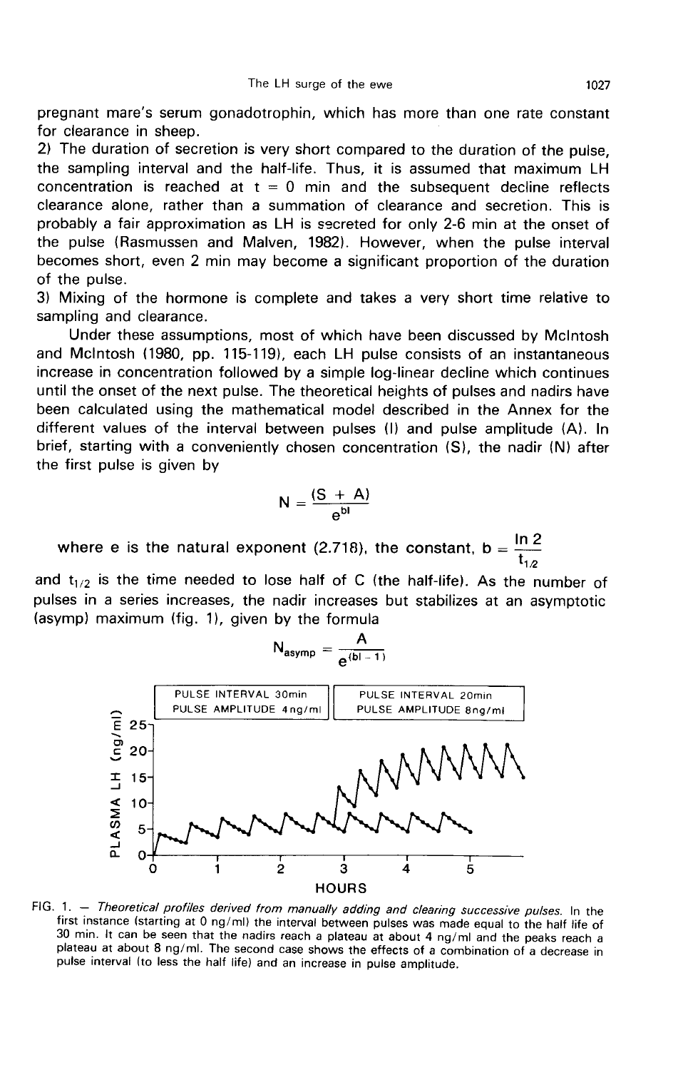pregnant mare's serum gonadotrophin, which has more than one rate constant for clearance in sheep.

2) The duration of secretion is very short compared to the duration of the pulse, the sampling interval and the half-life. Thus, it is assumed that maximum LH concentration is reached at $t = 0$ min and the subsequent decline reflects clearance alone, rather than a summation of clearance and secretion. This is probably a fair approximation as LH is secreted for only 2-6 min at the onset of the pulse (Rasmussen and Malven, 1982). However, when the pulse interval becomes short, even 2 min may become a significant proportion of the duration of the pulse.

3) Mixing of the hormone is complete and takes a very short time relative to sampling and clearance.

Under these assumptions, most of which have been discussed by McIntosh and McIntosh (1980, pp. 115-119), each LH pulse consists of an instantaneous increase in concentration followed by a simple log-linear decline which continues until the onset of the next pulse. The theoretical heights of pulses and nadirs have been calculated using the mathematical model described in the Annex for the different values of the interval between pulses (I) and pulse amplitude (A). In brief, starting with a conveniently chosen concentration (S), the nadir (N) after the first pulse is given by

$$N = \frac{(S + A)}{e^{bI}}$$

where e is the natural exponent (2.718), the constant, $b = \frac{\ln 2}{t_{1/2}}$

and $t_{1/2}$ is the time needed to lose half of C (the half-life). As the number of pulses in a series increases, the nadir increases but stabilizes at an asymptotic (asymp) maximum (fig. 1), given by the formula

$$N_{asymp} = \frac{A}{e^{(bI-1)}}$$

FIG. 1. — *Theoretical profiles derived from manually adding and clearing successive pulses.* In the first instance (starting at 0 ng/ml) the interval between pulses was made equal to the half life of 30 min. It can be seen that the nadirs reach a plateau at about 4 ng/ml and the peaks reach a plateau at about 8 ng/ml. The second case shows the effects of a combination of a decrease in pulse interval (to less the half life) and an increase in pulse amplitude.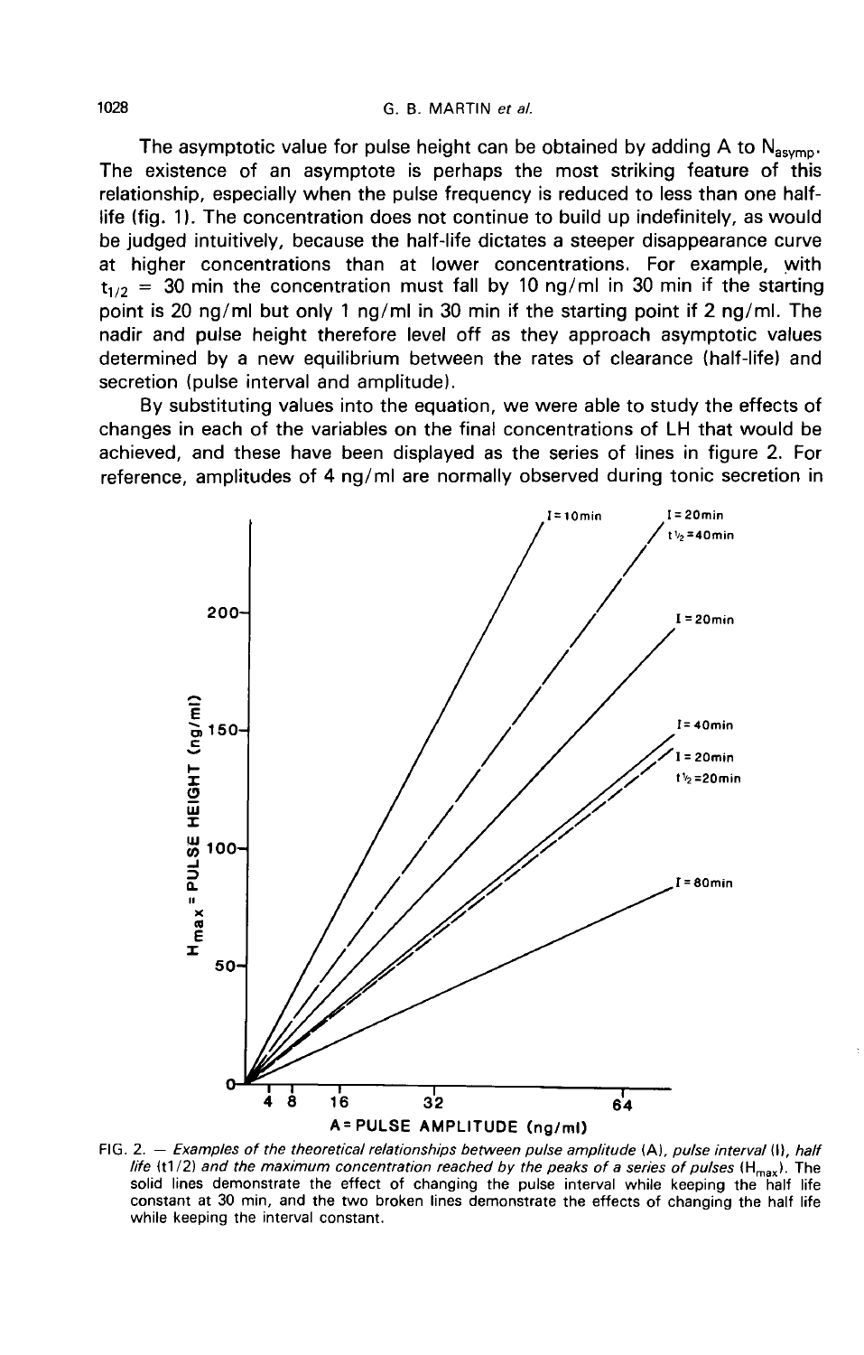The asymptotic value for pulse height can be obtained by adding A to $N_{asymp}$. The existence of an asymptote is perhaps the most striking feature of this relationship, especially when the pulse frequency is reduced to less than one half-life (fig. 1). The concentration does not continue to build up indefinitely, as would be judged intuitively, because the half-life dictates a steeper disappearance curve at higher concentrations than at lower concentrations. For example, with $t_{1/2}$ = 30 min the concentration must fall by 10 ng/ml in 30 min if the starting point is 20 ng/ml but only 1 ng/ml in 30 min if the starting point if 2 ng/ml. The nadir and pulse height therefore level off as they approach asymptotic values determined by a new equilibrium between the rates of clearance (half-life) and secretion (pulse interval and amplitude).

By substituting values into the equation, we were able to study the effects of changes in each of the variables on the final concentrations of LH that would be achieved, and these have been displayed as the series of lines in figure 2. For reference, amplitudes of 4 ng/ml are normally observed during tonic secretion in

$H_{max}$ = PULSE HEIGHT (ng/ml)

200

150

100

50

0

4 8 16 32 64

A = PULSE AMPLITUDE (ng/ml)

I = 10min

I = 20min $t_{1/2}$ = 40min

I = 20min

I = 40min

I = 20min $t_{1/2}$ = 20min

I = 80min

FIG. 2. — *Examples of the theoretical relationships between pulse amplitude (A), pulse interval (I), half life (t1/2) and the maximum concentration reached by the peaks of a series of pulses ($H_{max}$). The solid lines demonstrate the effect of changing the pulse interval while keeping the half life constant at 30 min, and the two broken lines demonstrate the effects of changing the half life while keeping the interval constant.*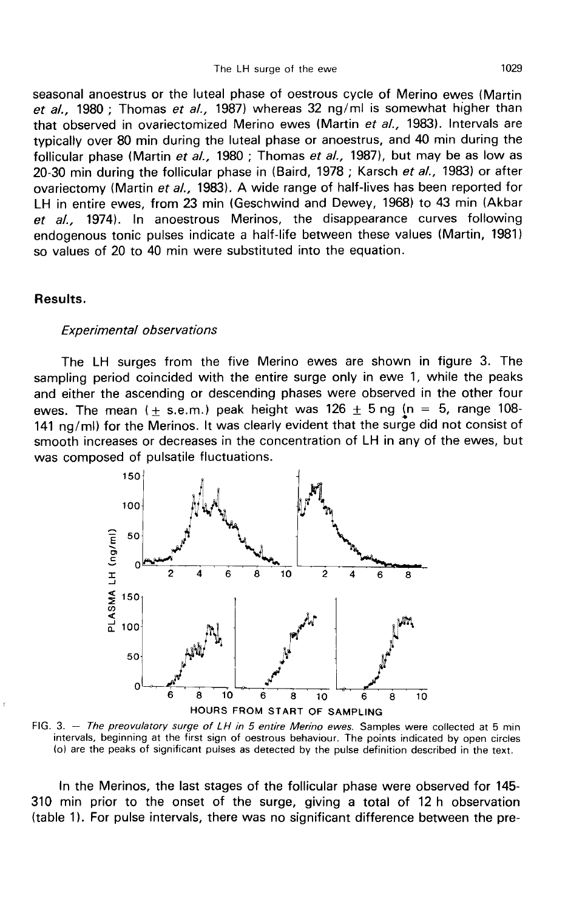seasonal anoestrus or the luteal phase of oestrous cycle of Merino ewes (Martin *et al.*, 1980 ; Thomas *et al.*, 1987) whereas 32 ng/ml is somewhat higher than that observed in ovariectomized Merino ewes (Martin *et al.*, 1983). Intervals are typically over 80 min during the luteal phase or anoestrus, and 40 min during the follicular phase (Martin *et al.*, 1980 ; Thomas *et al.*, 1987), but may be as low as 20-30 min during the follicular phase in (Baird, 1978 ; Karsch *et al.*, 1983) or after ovariectomy (Martin *et al.*, 1983). A wide range of half-lives has been reported for LH in entire ewes, from 23 min (Geschwind and Dewey, 1968) to 43 min (Akbar *et al.*, 1974). In anoestrous Merinos, the disappearance curves following endogenous tonic pulses indicate a half-life between these values (Martin, 1981) so values of 20 to 40 min were substituted into the equation.

## Results.

### *Experimental observations*

The LH surges from the five Merino ewes are shown in figure 3. The sampling period coincided with the entire surge only in ewe 1, while the peaks and either the ascending or descending phases were observed in the other four ewes. The mean (± s.e.m.) peak height was 126 ± 5 ng (n = 5, range 108-141 ng/ml) for the Merinos. It was clearly evident that the surge did not consist of smooth increases or decreases in the concentration of LH in any of the ewes, but was composed of pulsatile fluctuations.

FIG. 3. — *The preovulatory surge of LH in 5 entire Merino ewes.* Samples were collected at 5 min intervals, beginning at the first sign of oestrous behaviour. The points indicated by open circles (o) are the peaks of significant pulses as detected by the pulse definition described in the text.

In the Merinos, the last stages of the follicular phase were observed for 145-310 min prior to the onset of the surge, giving a total of 12 h observation (table 1). For pulse intervals, there was no significant difference between the pre-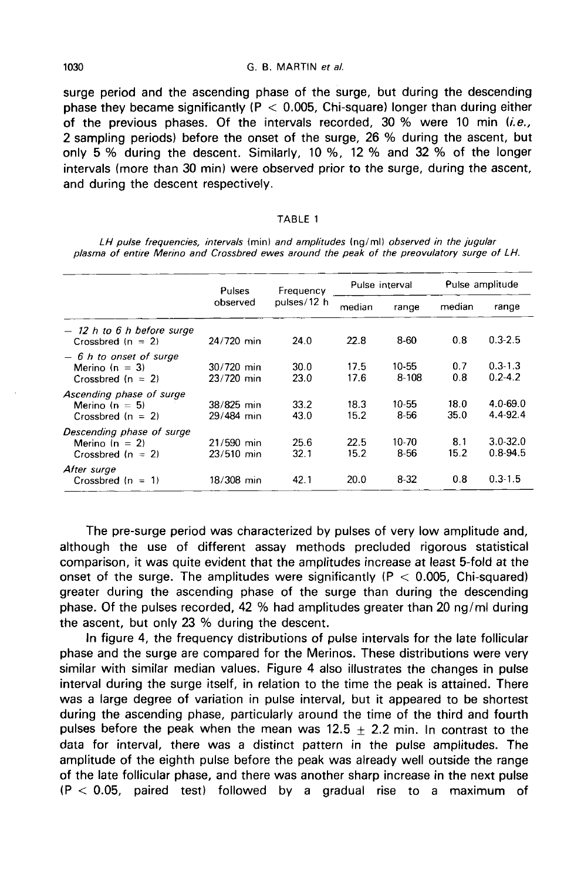surge period and the ascending phase of the surge, but during the descending phase they became significantly ($P < 0.005$, Chi-square) longer than during either of the previous phases. Of the intervals recorded, 30 % were 10 min (*i.e.,* 2 sampling periods) before the onset of the surge, 26 % during the ascent, but only 5 % during the descent. Similarly, 10 %, 12 % and 32 % of the longer intervals (more than 30 min) were observed prior to the surge, during the ascent, and during the descent respectively.

TABLE 1

*LH pulse frequencies, intervals* (min) *and amplitudes* (ng/ml) *observed in the jugular plasma of entire Merino and Crossbred ewes around the peak of the preovulatory surge of LH.*

| | Pulses observed | Frequency pulses/12 h | Pulse interval | | Pulse amplitude | |
|---|---|---|---|---|---|---|
| | | | median | range | median | range |
| *– 12 h to 6 h before surge* | | | | | | |
| Crossbred (n = 2) | 24/720 min | 24.0 | 22.8 | 8-60 | 0.8 | 0.3-2.5 |
| *– 6 h to onset of surge* | | | | | | |
| Merino (n = 3) | 30/720 min | 30.0 | 17.5 | 10-55 | 0.7 | 0.3-1.3 |
| Crossbred (n = 2) | 23/720 min | 23.0 | 17.6 | 8-108 | 0.8 | 0.2-4.2 |
| *Ascending phase of surge* | | | | | | |
| Merino (n = 5) | 38/825 min | 33.2 | 18.3 | 10-55 | 18.0 | 4.0-69.0 |
| Crossbred (n = 2) | 29/484 min | 43.0 | 15.2 | 8-56 | 35.0 | 4.4-92.4 |
| *Descending phase of surge* | | | | | | |
| Merino (n = 2) | 21/590 min | 25.6 | 22.5 | 10-70 | 8.1 | 3.0-32.0 |
| Crossbred (n = 2) | 23/510 min | 32.1 | 15.2 | 8-56 | 15.2 | 0.8-94.5 |
| *After surge* | | | | | | |
| Crossbred (n = 1) | 18/308 min | 42.1 | 20.0 | 8-32 | 0.8 | 0.3-1.5 |

The pre-surge period was characterized by pulses of very low amplitude and, although the use of different assay methods precluded rigorous statistical comparison, it was quite evident that the amplitudes increase at least 5-fold at the onset of the surge. The amplitudes were significantly ($P < 0.005$, Chi-squared) greater during the ascending phase of the surge than during the descending phase. Of the pulses recorded, 42 % had amplitudes greater than 20 ng/ml during the ascent, but only 23 % during the descent.

In figure 4, the frequency distributions of pulse intervals for the late follicular phase and the surge are compared for the Merinos. These distributions were very similar with similar median values. Figure 4 also illustrates the changes in pulse interval during the surge itself, in relation to the time the peak is attained. There was a large degree of variation in pulse interval, but it appeared to be shortest during the ascending phase, particularly around the time of the third and fourth pulses before the peak when the mean was $12.5 \pm 2.2$ min. In contrast to the data for interval, there was a distinct pattern in the pulse amplitudes. The amplitude of the eighth pulse before the peak was already well outside the range of the late follicular phase, and there was another sharp increase in the next pulse ($P < 0.05$, paired test) followed by a gradual rise to a maximum of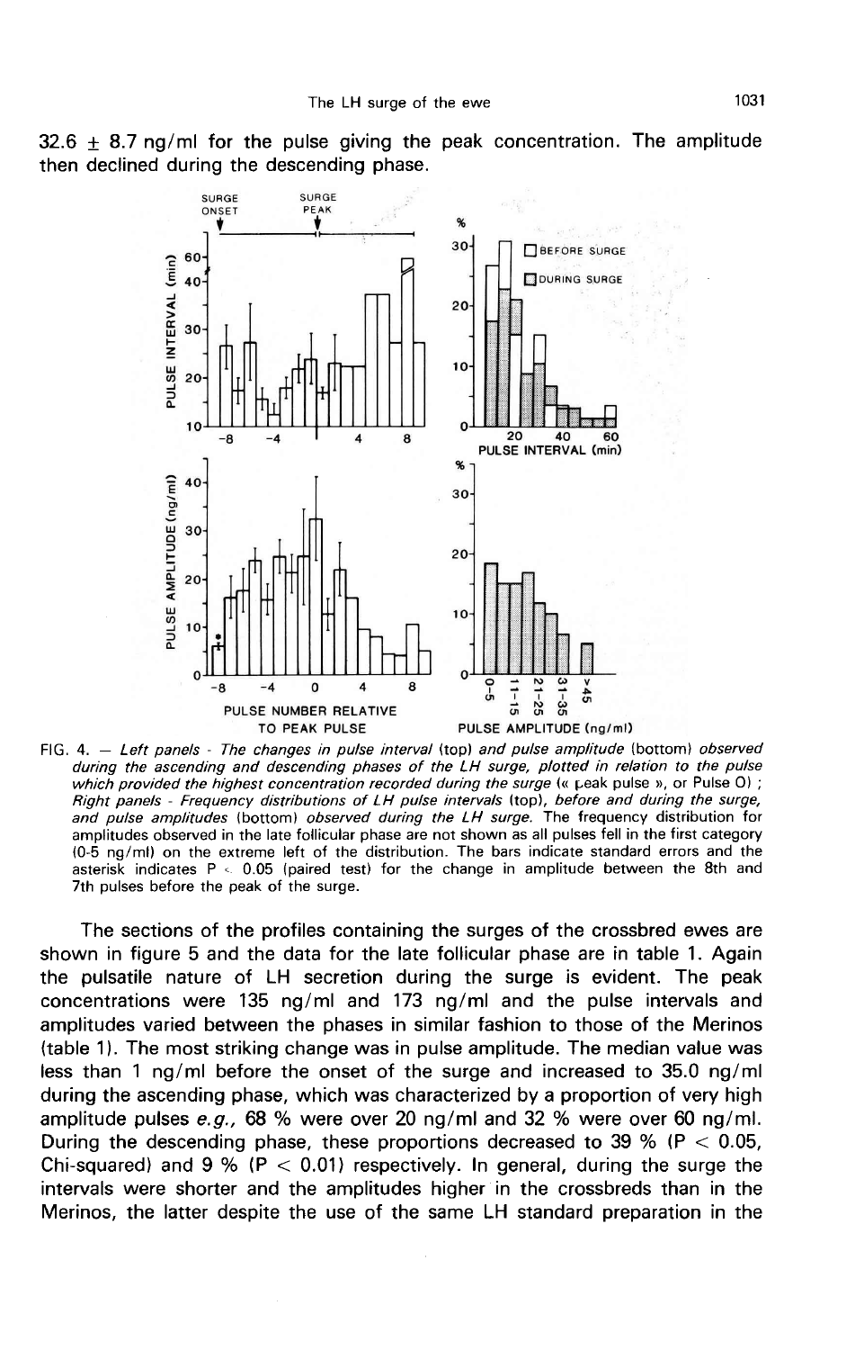32.6 ± 8.7 ng/ml for the pulse giving the peak concentration. The amplitude then declined during the descending phase.

FIG. 4. — *Left panels - The changes in pulse interval* (top) *and pulse amplitude* (bottom) *observed during the ascending and descending phases of the LH surge, plotted in relation to the pulse which provided the highest concentration recorded during the surge* (« peak pulse », or Pulse 0) ; *Right panels - Frequency distributions of LH pulse intervals* (top), *before and during the surge, and pulse amplitudes* (bottom) *observed during the LH surge.* The frequency distribution for amplitudes observed in the late follicular phase are not shown as all pulses fell in the first category (0-5 ng/ml) on the extreme left of the distribution. The bars indicate standard errors and the asterisk indicates $P < 0.05$ (paired test) for the change in amplitude between the 8th and 7th pulses before the peak of the surge.

The sections of the profiles containing the surges of the crossbred ewes are shown in figure 5 and the data for the late follicular phase are in table 1. Again the pulsatile nature of LH secretion during the surge is evident. The peak concentrations were 135 ng/ml and 173 ng/ml and the pulse intervals and amplitudes varied between the phases in similar fashion to those of the Merinos (table 1). The most striking change was in pulse amplitude. The median value was less than 1 ng/ml before the onset of the surge and increased to 35.0 ng/ml during the ascending phase, which was characterized by a proportion of very high amplitude pulses *e.g.,* 68 % were over 20 ng/ml and 32 % were over 60 ng/ml. During the descending phase, these proportions decreased to 39 % ($P < 0.05$, Chi-squared) and 9 % ($P < 0.01$) respectively. In general, during the surge the intervals were shorter and the amplitudes higher in the crossbreds than in the Merinos, the latter despite the use of the same LH standard preparation in the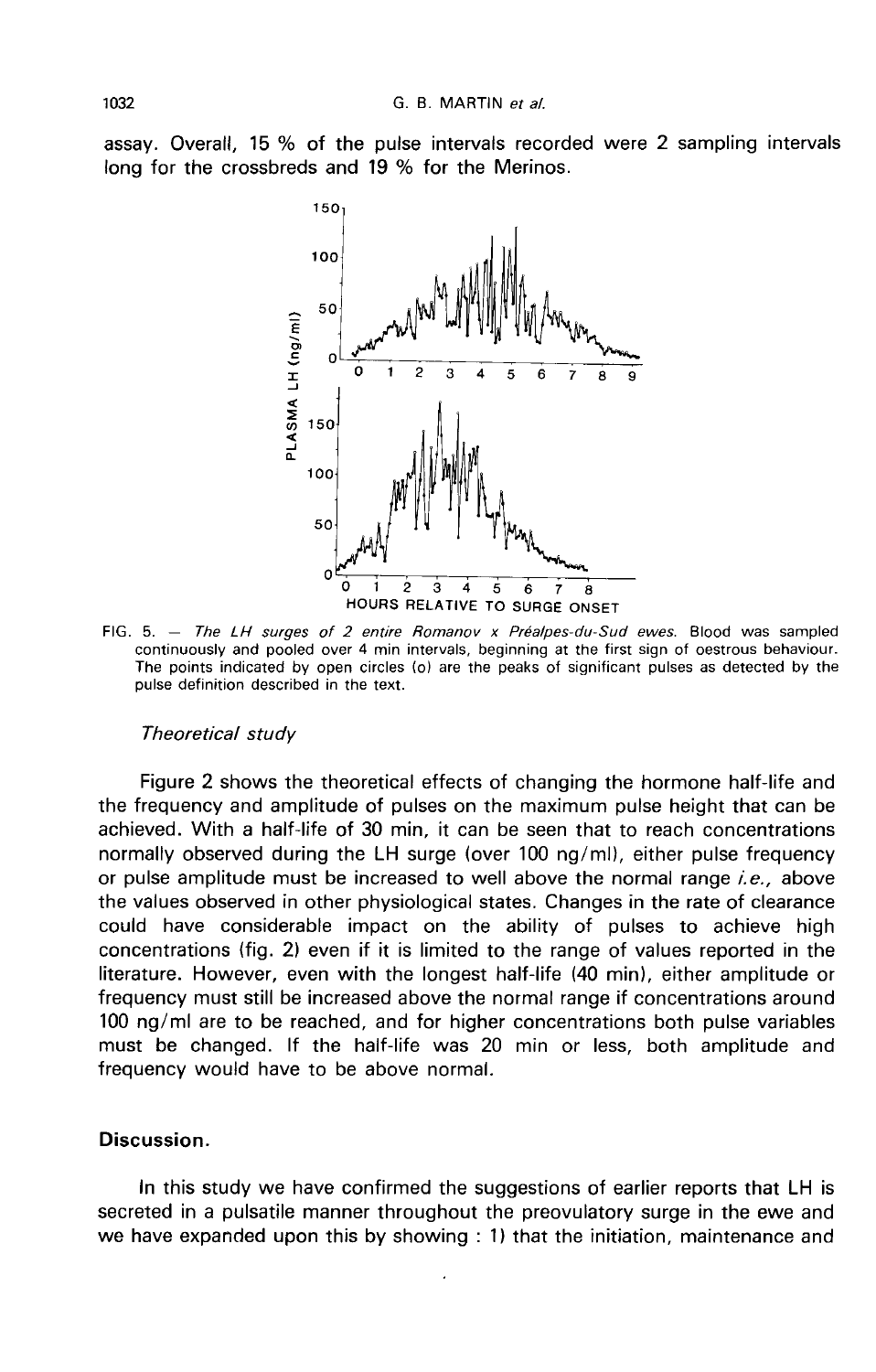assay. Overall, 15 % of the pulse intervals recorded were 2 sampling intervals long for the crossbreds and 19 % for the Merinos.

PLASMA LH (ng/ml)

150
100
50
0
0 1 2 3 4 5 6 7 8 9

150
100
50
0
0 1 2 3 4 5 6 7 8

HOURS RELATIVE TO SURGE ONSET

FIG. 5. — *The LH surges of 2 entire Romanov x Préalpes-du-Sud ewes.* Blood was sampled continuously and pooled over 4 min intervals, beginning at the first sign of oestrous behaviour. The points indicated by open circles (o) are the peaks of significant pulses as detected by the pulse definition described in the text.

### *Theoretical study*

Figure 2 shows the theoretical effects of changing the hormone half-life and the frequency and amplitude of pulses on the maximum pulse height that can be achieved. With a half-life of 30 min, it can be seen that to reach concentrations normally observed during the LH surge (over 100 ng/ml), either pulse frequency or pulse amplitude must be increased to well above the normal range *i.e.*, above the values observed in other physiological states. Changes in the rate of clearance could have considerable impact on the ability of pulses to achieve high concentrations (fig. 2) even if it is limited to the range of values reported in the literature. However, even with the longest half-life (40 min), either amplitude or frequency must still be increased above the normal range if concentrations around 100 ng/ml are to be reached, and for higher concentrations both pulse variables must be changed. If the half-life was 20 min or less, both amplitude and frequency would have to be above normal.

## Discussion.

In this study we have confirmed the suggestions of earlier reports that LH is secreted in a pulsatile manner throughout the preovulatory surge in the ewe and we have expanded upon this by showing : 1) that the initiation, maintenance and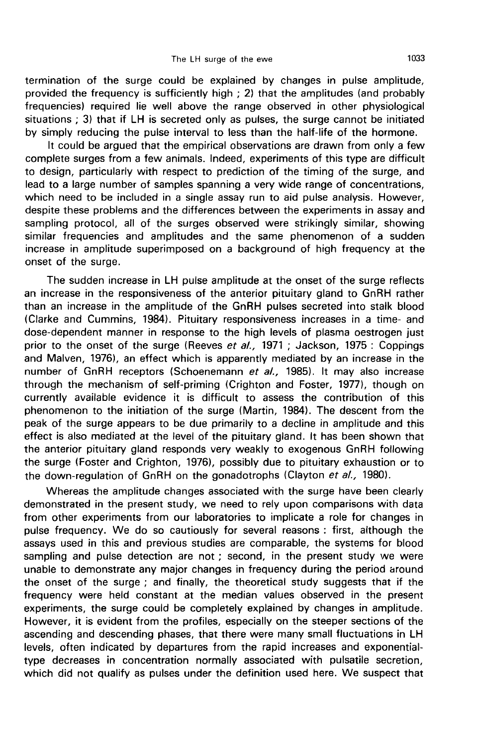termination of the surge could be explained by changes in pulse amplitude, provided the frequency is sufficiently high ; 2) that the amplitudes (and probably frequencies) required lie well above the range observed in other physiological situations ; 3) that if LH is secreted only as pulses, the surge cannot be initiated by simply reducing the pulse interval to less than the half-life of the hormone.

It could be argued that the empirical observations are drawn from only a few complete surges from a few animals. Indeed, experiments of this type are difficult to design, particularly with respect to prediction of the timing of the surge, and lead to a large number of samples spanning a very wide range of concentrations, which need to be included in a single assay run to aid pulse analysis. However, despite these problems and the differences between the experiments in assay and sampling protocol, all of the surges observed were strikingly similar, showing similar frequencies and amplitudes and the same phenomenon of a sudden increase in amplitude superimposed on a background of high frequency at the onset of the surge.

The sudden increase in LH pulse amplitude at the onset of the surge reflects an increase in the responsiveness of the anterior pituitary gland to GnRH rather than an increase in the amplitude of the GnRH pulses secreted into stalk blood (Clarke and Cummins, 1984). Pituitary responsiveness increases in a time- and dose-dependent manner in response to the high levels of plasma oestrogen just prior to the onset of the surge (Reeves *et al.,* 1971 ; Jackson, 1975 : Coppings and Malven, 1976), an effect which is apparently mediated by an increase in the number of GnRH receptors (Schoenemann *et al.,* 1985). It may also increase through the mechanism of self-priming (Crighton and Foster, 1977), though on currently available evidence it is difficult to assess the contribution of this phenomenon to the initiation of the surge (Martin, 1984). The descent from the peak of the surge appears to be due primarily to a decline in amplitude and this effect is also mediated at the level of the pituitary gland. It has been shown that the anterior pituitary gland responds very weakly to exogenous GnRH following the surge (Foster and Crighton, 1976), possibly due to pituitary exhaustion or to the down-regulation of GnRH on the gonadotrophs (Clayton *et al.,* 1980).

Whereas the amplitude changes associated with the surge have been clearly demonstrated in the present study, we need to rely upon comparisons with data from other experiments from our laboratories to implicate a role for changes in pulse frequency. We do so cautiously for several reasons : first, although the assays used in this and previous studies are comparable, the systems for blood sampling and pulse detection are not ; second, in the present study we were unable to demonstrate any major changes in frequency during the period around the onset of the surge ; and finally, the theoretical study suggests that if the frequency were held constant at the median values observed in the present experiments, the surge could be completely explained by changes in amplitude. However, it is evident from the profiles, especially on the steeper sections of the ascending and descending phases, that there were many small fluctuations in LH levels, often indicated by departures from the rapid increases and exponential-type decreases in concentration normally associated with pulsatile secretion, which did not qualify as pulses under the definition used here. We suspect that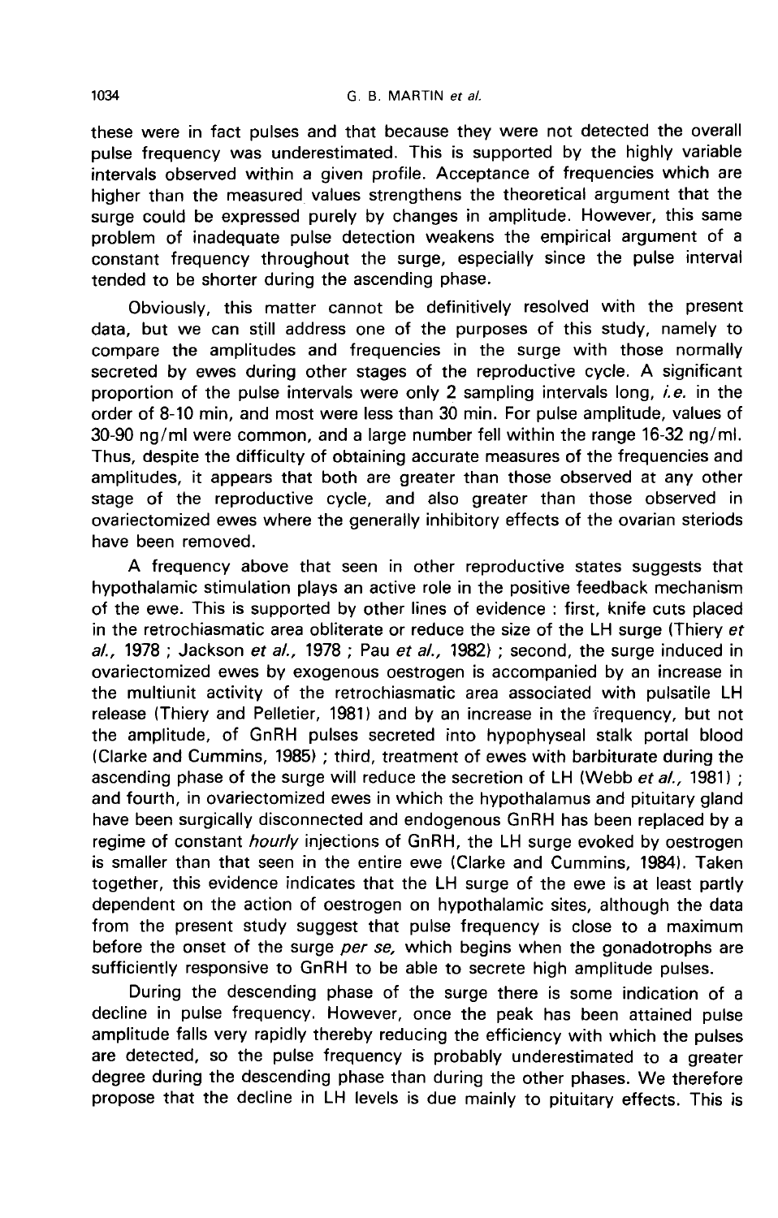these were in fact pulses and that because they were not detected the overall pulse frequency was underestimated. This is supported by the highly variable intervals observed within a given profile. Acceptance of frequencies which are higher than the measured values strengthens the theoretical argument that the surge could be expressed purely by changes in amplitude. However, this same problem of inadequate pulse detection weakens the empirical argument of a constant frequency throughout the surge, especially since the pulse interval tended to be shorter during the ascending phase.

Obviously, this matter cannot be definitively resolved with the present data, but we can still address one of the purposes of this study, namely to compare the amplitudes and frequencies in the surge with those normally secreted by ewes during other stages of the reproductive cycle. A significant proportion of the pulse intervals were only 2 sampling intervals long, *i.e.* in the order of 8-10 min, and most were less than 30 min. For pulse amplitude, values of 30-90 ng/ml were common, and a large number fell within the range 16-32 ng/ml. Thus, despite the difficulty of obtaining accurate measures of the frequencies and amplitudes, it appears that both are greater than those observed at any other stage of the reproductive cycle, and also greater than those observed in ovariectomized ewes where the generally inhibitory effects of the ovarian steriods have been removed.

A frequency above that seen in other reproductive states suggests that hypothalamic stimulation plays an active role in the positive feedback mechanism of the ewe. This is supported by other lines of evidence : first, knife cuts placed in the retrochiasmatic area obliterate or reduce the size of the LH surge (Thiery *et al.*, 1978 ; Jackson *et al.*, 1978 ; Pau *et al.*, 1982) ; second, the surge induced in ovariectomized ewes by exogenous oestrogen is accompanied by an increase in the multiunit activity of the retrochiasmatic area associated with pulsatile LH release (Thiery and Pelletier, 1981) and by an increase in the frequency, but not the amplitude, of GnRH pulses secreted into hypophyseal stalk portal blood (Clarke and Cummins, 1985) ; third, treatment of ewes with barbiturate during the ascending phase of the surge will reduce the secretion of LH (Webb *et al.*, 1981) ; and fourth, in ovariectomized ewes in which the hypothalamus and pituitary gland have been surgically disconnected and endogenous GnRH has been replaced by a regime of constant *hourly* injections of GnRH, the LH surge evoked by oestrogen is smaller than that seen in the entire ewe (Clarke and Cummins, 1984). Taken together, this evidence indicates that the LH surge of the ewe is at least partly dependent on the action of oestrogen on hypothalamic sites, although the data from the present study suggest that pulse frequency is close to a maximum before the onset of the surge *per se,* which begins when the gonadotrophs are sufficiently responsive to GnRH to be able to secrete high amplitude pulses.

During the descending phase of the surge there is some indication of a decline in pulse frequency. However, once the peak has been attained pulse amplitude falls very rapidly thereby reducing the efficiency with which the pulses are detected, so the pulse frequency is probably underestimated to a greater degree during the descending phase than during the other phases. We therefore propose that the decline in LH levels is due mainly to pituitary effects. This is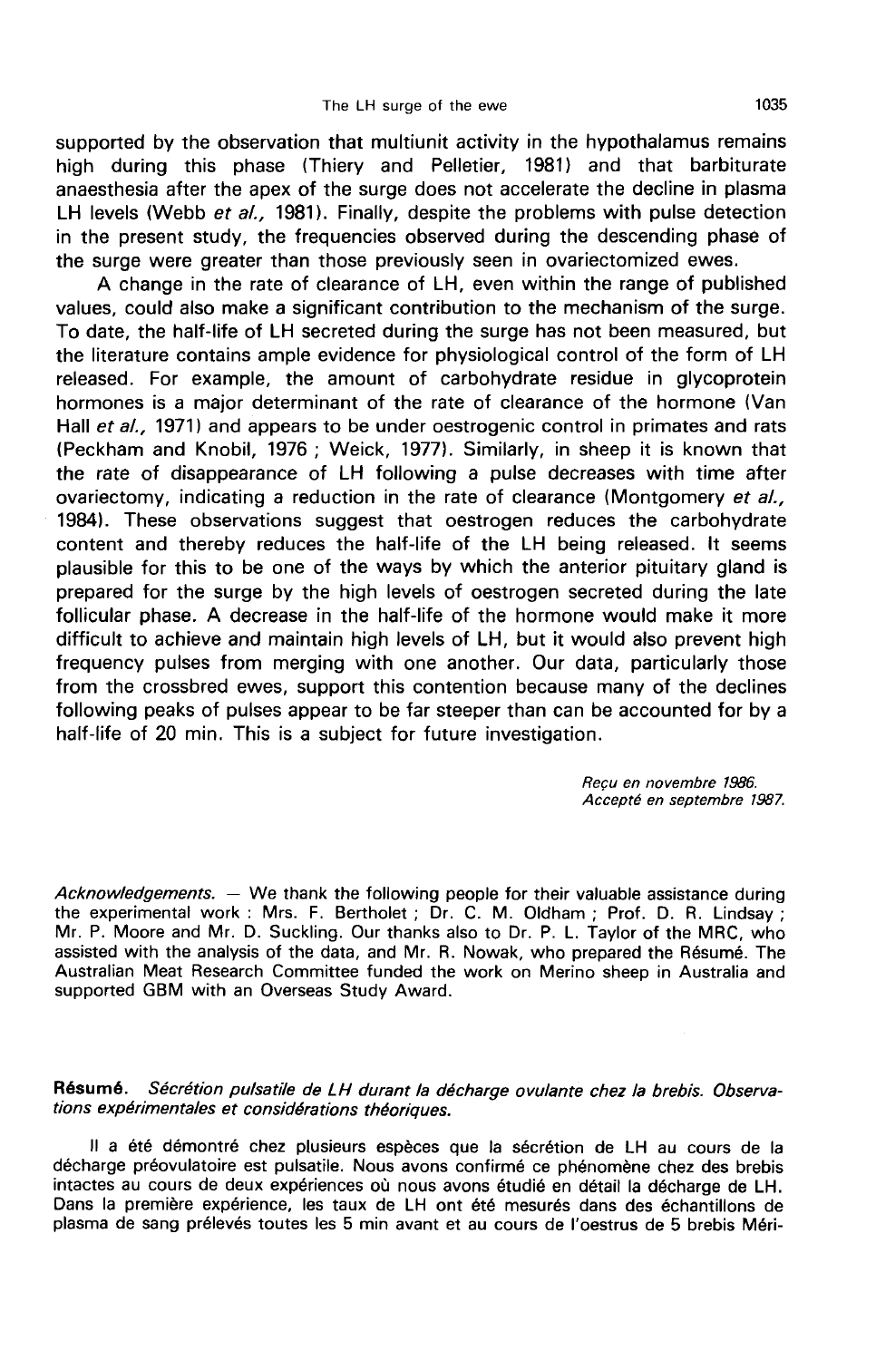supported by the observation that multiunit activity in the hypothalamus remains high during this phase (Thiery and Pelletier, 1981) and that barbiturate anaesthesia after the apex of the surge does not accelerate the decline in plasma LH levels (Webb *et al.,* 1981). Finally, despite the problems with pulse detection in the present study, the frequencies observed during the descending phase of the surge were greater than those previously seen in ovariectomized ewes.

A change in the rate of clearance of LH, even within the range of published values, could also make a significant contribution to the mechanism of the surge. To date, the half-life of LH secreted during the surge has not been measured, but the literature contains ample evidence for physiological control of the form of LH released. For example, the amount of carbohydrate residue in glycoprotein hormones is a major determinant of the rate of clearance of the hormone (Van Hall *et al.,* 1971) and appears to be under oestrogenic control in primates and rats (Peckham and Knobil, 1976 ; Weick, 1977). Similarly, in sheep it is known that the rate of disappearance of LH following a pulse decreases with time after ovariectomy, indicating a reduction in the rate of clearance (Montgomery *et al.,* 1984). These observations suggest that oestrogen reduces the carbohydrate content and thereby reduces the half-life of the LH being released. It seems plausible for this to be one of the ways by which the anterior pituitary gland is prepared for the surge by the high levels of oestrogen secreted during the late follicular phase. A decrease in the half-life of the hormone would make it more difficult to achieve and maintain high levels of LH, but it would also prevent high frequency pulses from merging with one another. Our data, particularly those from the crossbred ewes, support this contention because many of the declines following peaks of pulses appear to be far steeper than can be accounted for by a half-life of 20 min. This is a subject for future investigation.

*Reçu en novembre 1986.*
*Accepté en septembre 1987.*

*Acknowledgements.* — We thank the following people for their valuable assistance during the experimental work : Mrs. F. Bertholet ; Dr. C. M. Oldham ; Prof. D. R. Lindsay ; Mr. P. Moore and Mr. D. Suckling. Our thanks also to Dr. P. L. Taylor of the MRC, who assisted with the analysis of the data, and Mr. R. Nowak, who prepared the Résumé. The Australian Meat Research Committee funded the work on Merino sheep in Australia and supported GBM with an Overseas Study Award.

**Résumé.** *Sécrétion pulsatile de LH durant la décharge ovulante chez la brebis. Observations expérimentales et considérations théoriques.*

Il a été démontré chez plusieurs espèces que la sécrétion de LH au cours de la décharge préovulatoire est pulsatile. Nous avons confirmé ce phénomène chez des brebis intactes au cours de deux expériences où nous avons étudié en détail la décharge de LH. Dans la première expérience, les taux de LH ont été mesurés dans des échantillons de plasma de sang prélevés toutes les 5 min avant et au cours de l'oestrus de 5 brebis Méri-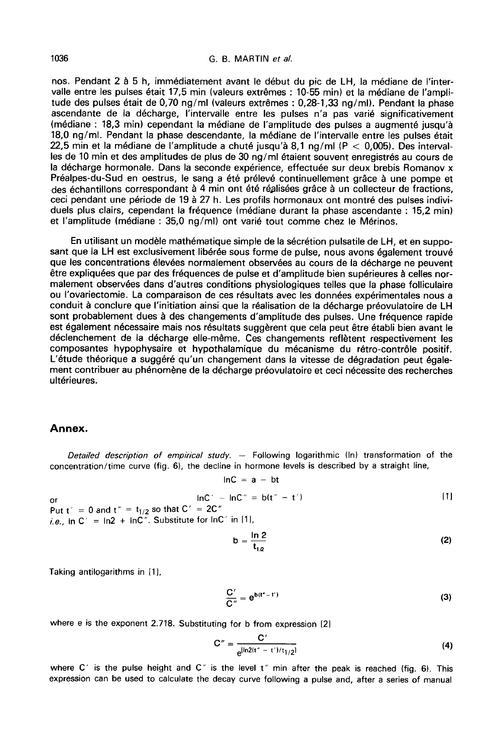nos. Pendant 2 à 5 h, immédiatement avant le début du pic de LH, la médiane de l'intervalle entre les pulses était 17,5 min (valeurs extrêmes : 10-55 min) et la médiane de l'amplitude des pulses était de 0,70 ng/ml (valeurs extrêmes : 0,28-1,33 ng/ml). Pendant la phase ascendante de la décharge, l'intervalle entre les pulses n'a pas varié significativement (médiane : 18,3 min) cependant la médiane de l'amplitude des pulses a augmenté jusqu'à 18,0 ng/ml. Pendant la phase descendante, la médiane de l'intervalle entre les pulses était 22,5 min et la médiane de l'amplitude a chuté jusqu'à 8,1 ng/ml ($P < 0{,}005$). Des intervalles de 10 min et des amplitudes de plus de 30 ng/ml étaient souvent enregistrés au cours de la décharge hormonale. Dans la seconde expérience, effectuée sur deux brebis Romanov x Préalpes-du-Sud en oestrus, le sang a été prélevé continuellement grâce à une pompe et des échantillons correspondant à 4 min ont été réalisées grâce à un collecteur de fractions, ceci pendant une période de 19 à 27 h. Les profils hormonaux ont montré des pulses individuels plus clairs, cependant la fréquence (médiane durant la phase ascendante : 15,2 min) et l'amplitude (médiane : 35,0 ng/ml) ont varié tout comme chez le Mérinos.

En utilisant un modèle mathématique simple de la sécrétion pulsatile de LH, et en supposant que la LH est exclusivement libérée sous forme de pulse, nous avons également trouvé que les concentrations élevées normalement observées au cours de la décharge ne peuvent être expliquées que par des fréquences de pulse et d'amplitude bien supérieures à celles normalement observées dans d'autres conditions physiologiques telles que la phase folliculaire ou l'ovariectomie. La comparaison de ces résultats avec les données expérimentales nous a conduit à conclure que l'initiation ainsi que la réalisation de la décharge préovulatoire de LH sont probablement dues à des changements d'amplitude des pulses. Une fréquence rapide est également nécessaire mais nos résultats suggèrent que cela peut être établi bien avant le déclenchement de la décharge elle-même. Ces changements reflètent respectivement les composantes hypophysaire et hypothalamique du mécanisme du rétro-contrôle positif. L'étude théorique a suggéré qu'un changement dans la vitesse de dégradation peut également contribuer au phénomène de la décharge préovulatoire et ceci nécessite des recherches ultérieures.

## Annex.

*Detailed description of empirical study.* — Following logarithmic (ln) transformation of the concentration/time curve (fig. 6), the decline in hormone levels is described by a straight line,

$$\ln C = a - bt$$

or

$$\ln C' - \ln C'' = b(t'' - t') \qquad [1]$$

Put $t' = 0$ and $t'' = t_{1/2}$ so that $C' = 2C''$

*i.e.*, $\ln C' = \ln 2 + \ln C''$. Substitute for $\ln C'$ in [1],

$$b = \frac{\ln 2}{t_{1/2}} \qquad (2)$$

Taking antilogarithms in [1],

$$\frac{C'}{C''} = e^{b(t'' - t')} \qquad (3)$$

where e is the exponent 2.718. Substituting for b from expression [2]

$$C'' = \frac{C'}{e^{[\ln 2(t'' - t')/t_{1/2}]}} \qquad (4)$$

where $C'$ is the pulse height and $C''$ is the level $t''$ min after the peak is reached (fig. 6). This expression can be used to calculate the decay curve following a pulse and, after a series of manual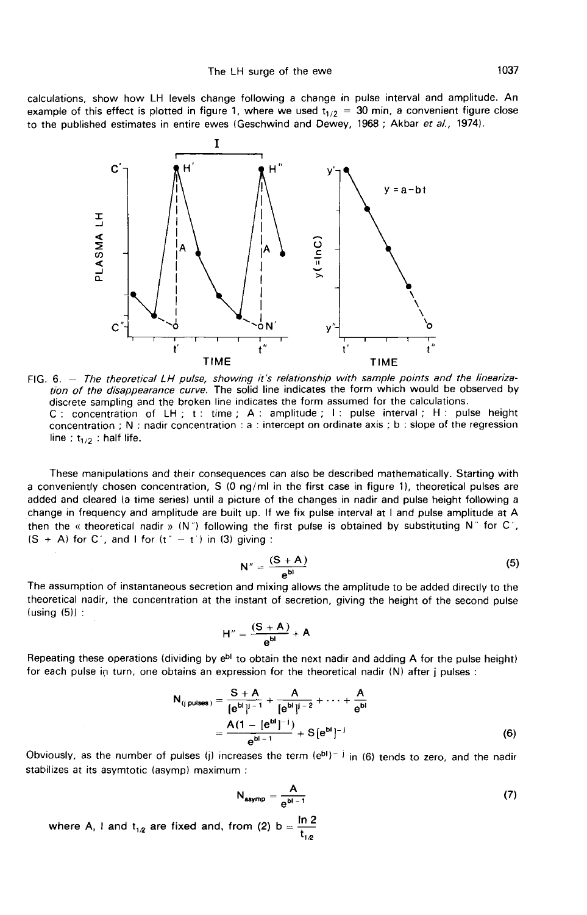calculations, show how LH levels change following a change in pulse interval and amplitude. An example of this effect is plotted in figure 1, where we used $t_{1/2}$ = 30 min, a convenient figure close to the published estimates in entire ewes (Geschwind and Dewey, 1968 ; Akbar *et al.*, 1974).

I

C′ H′ H″ y′

y = a−bt

PLASMA LH

A A

y (= ln C)

C″ N′ y″

t′ t″ t′ t″

TIME TIME

FIG. 6. — *The theoretical LH pulse, showing it's relationship with sample points and the linearization of the disappearance curve.* The solid line indicates the form which would be observed by discrete sampling and the broken line indicates the form assumed for the calculations.
C : concentration of LH ; t : time ; A : amplitude ; I : pulse interval ; H : pulse height concentration ; N : nadir concentration : a : intercept on ordinate axis ; b : slope of the regression line ; $t_{1/2}$ : half life.

These manipulations and their consequences can also be described mathematically. Starting with a conveniently chosen concentration, S (0 ng/ml in the first case in figure 1), theoretical pulses are added and cleared (a time series) until a picture of the changes in nadir and pulse height following a change in frequency and amplitude are built up. If we fix pulse interval at I and pulse amplitude at A then the « theoretical nadir » (N″) following the first pulse is obtained by substituting N″ for C″, (S + A) for C′, and I for (t″ − t′) in (3) giving :

$$N'' = \frac{(S + A)}{e^{bI}} \tag{5}$$

The assumption of instantaneous secretion and mixing allows the amplitude to be added directly to the theoretical nadir, the concentration at the instant of secretion, giving the height of the second pulse (using (5)) :

$$H'' = \frac{(S + A)}{e^{bI}} + A$$

Repeating these operations (dividing by $e^{bI}$ to obtain the next nadir and adding A for the pulse height) for each pulse in turn, one obtains an expression for the theoretical nadir (N) after j pulses :

$$N_{(j\ pulses)} = \frac{S + A}{[e^{bI}]^{j-1}} + \frac{A}{[e^{bI}]^{j-2}} + \dots + \frac{A}{e^{bI}}$$

$$= \frac{A(1 - [e^{bI}]^{-j})}{e^{bI - 1}} + S[e^{bI}]^{-j} \tag{6}$$

Obviously, as the number of pulses (j) increases the term $(e^{bI})^{-j}$ in (6) tends to zero, and the nadir stabilizes at its asymtotic (asymp) maximum :

$$N_{asymp} = \frac{A}{e^{bI - 1}} \tag{7}$$

where A, I and $t_{1/2}$ are fixed and, from (2) $b = \dfrac{\ln 2}{t_{1/2}}$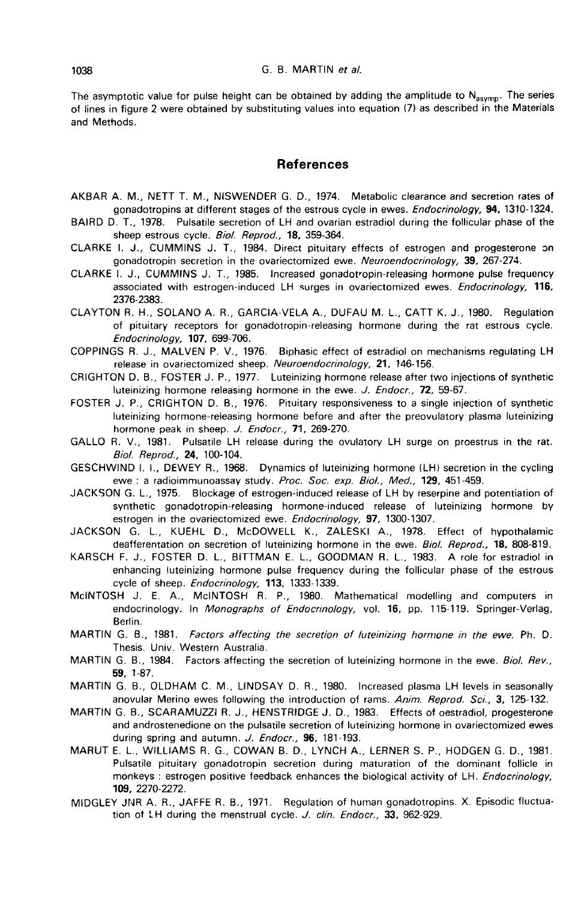The asymptotic value for pulse height can be obtained by adding the amplitude to $N_{asymp}$. The series of lines in figure 2 were obtained by substituting values into equation (7) as described in the Materials and Methods.

## References

AKBAR A. M., NETT T. M., NISWENDER G. D., 1974. Metabolic clearance and secretion rates of gonadotropins at different stages of the estrous cycle in ewes. *Endocrinology*, **94**, 1310-1324.

BAIRD D. T., 1978. Pulsatile secretion of LH and ovarian estradiol during the follicular phase of the sheep estrous cycle. *Biol. Reprod.*, **18**, 359-364.

CLARKE I. J., CUMMINS J. T., 1984. Direct pituitary effects of estrogen and progesterone on gonadotropin secretion in the ovariectomized ewe. *Neuroendocrinology*, **39**, 267-274.

CLARKE I. J., CUMMINS J. T., 1985. Increased gonadotropin-releasing hormone pulse frequency associated with estrogen-induced LH surges in ovariectomized ewes. *Endocrinology*, **116**, 2376-2383.

CLAYTON R. H., SOLANO A. R., GARCIA-VELA A., DUFAU M. L., CATT K. J., 1980. Regulation of pituitary receptors for gonadotropin-releasing hormone during the rat estrous cycle. *Endocrinology*, **107**, 699-706.

COPPINGS R. J., MALVEN P. V., 1976. Biphasic effect of estradiol on mechanisms regulating LH release in ovariectomized sheep. *Neuroendocrinology*, **21**, 146-156.

CRIGHTON D. B., FOSTER J. P., 1977. Luteinizing hormone release after two injections of synthetic luteinizing hormone releasing hormone in the ewe. *J. Endocr.*, **72**, 59-67.

FOSTER J. P., CRIGHTON D. B., 1976. Pituitary responsiveness to a single injection of synthetic luteinizing hormone-releasing hormone before and after the preovulatory plasma luteinizing hormone peak in sheep. *J. Endocr.*, **71**, 269-270.

GALLO R. V., 1981. Pulsatile LH release during the ovulatory LH surge on proestrus in the rat. *Biol. Reprod.*, **24**, 100-104.

GESCHWIND I. I., DEWEY R., 1968. Dynamics of luteinizing hormone (LH) secretion in the cycling ewe : a radioimmunoassay study. *Proc. Soc. exp. Biol., Med.*, **129**, 451-459.

JACKSON G. L., 1975. Blockage of estrogen-induced release of LH by reserpine and potentiation of synthetic gonadotropin-releasing hormone-induced release of luteinizing hormone by estrogen in the ovariectomized ewe. *Endocrinology*, **97**, 1300-1307.

JACKSON G. L., KUEHL D., McDOWELL K., ZALESKI A., 1978. Effect of hypothalamic deafferentation on secretion of luteinizing hormone in the ewe. *Biol. Reprod.*, **18**, 808-819.

KARSCH F. J., FOSTER D. L., BITTMAN E. L., GOODMAN R. L., 1983. A role for estradiol in enhancing luteinizing hormone pulse frequency during the follicular phase of the estrous cycle of sheep. *Endocrinology*, **113**, 1333-1339.

McINTOSH J. E. A., McINTOSH R. P., 1980. Mathematical modelling and computers in endocrinology. In *Monographs of Endocrinology*, vol. **16**, pp. 115-119. Springer-Verlag, Berlin.

MARTIN G. B., 1981. *Factors affecting the secretion of luteinizing hormone in the ewe.* Ph. D. Thesis. Univ. Western Australia.

MARTIN G. B., 1984. Factors affecting the secretion of luteinizing hormone in the ewe. *Biol. Rev.*, **59**, 1-87.

MARTIN G. B., OLDHAM C. M., LINDSAY D. R., 1980. Increased plasma LH levels in seasonally anovular Merino ewes following the introduction of rams. *Anim. Reprod. Sci.*, **3**, 125-132.

MARTIN G. B., SCARAMUZZI R. J., HENSTRIDGE J. D., 1983. Effects of oestradiol, progesterone and androstenedione on the pulsatile secretion of luteinizing hormone in ovariectomized ewes during spring and autumn. *J. Endocr.*, **96**, 181-193.

MARUT E. L., WILLIAMS R. G., COWAN B. D., LYNCH A., LERNER S. P., HODGEN G. D., 1981. Pulsatile pituitary gonadotropin secretion during maturation of the dominant follicle in monkeys : estrogen positive feedback enhances the biological activity of LH. *Endocrinology*, **109**, 2270-2272.

MIDGLEY JNR A. R., JAFFE R. B., 1971. Regulation of human gonadotropins. X. Episodic fluctuation of LH during the menstrual cycle. *J. clin. Endocr.*, **33**, 962-929.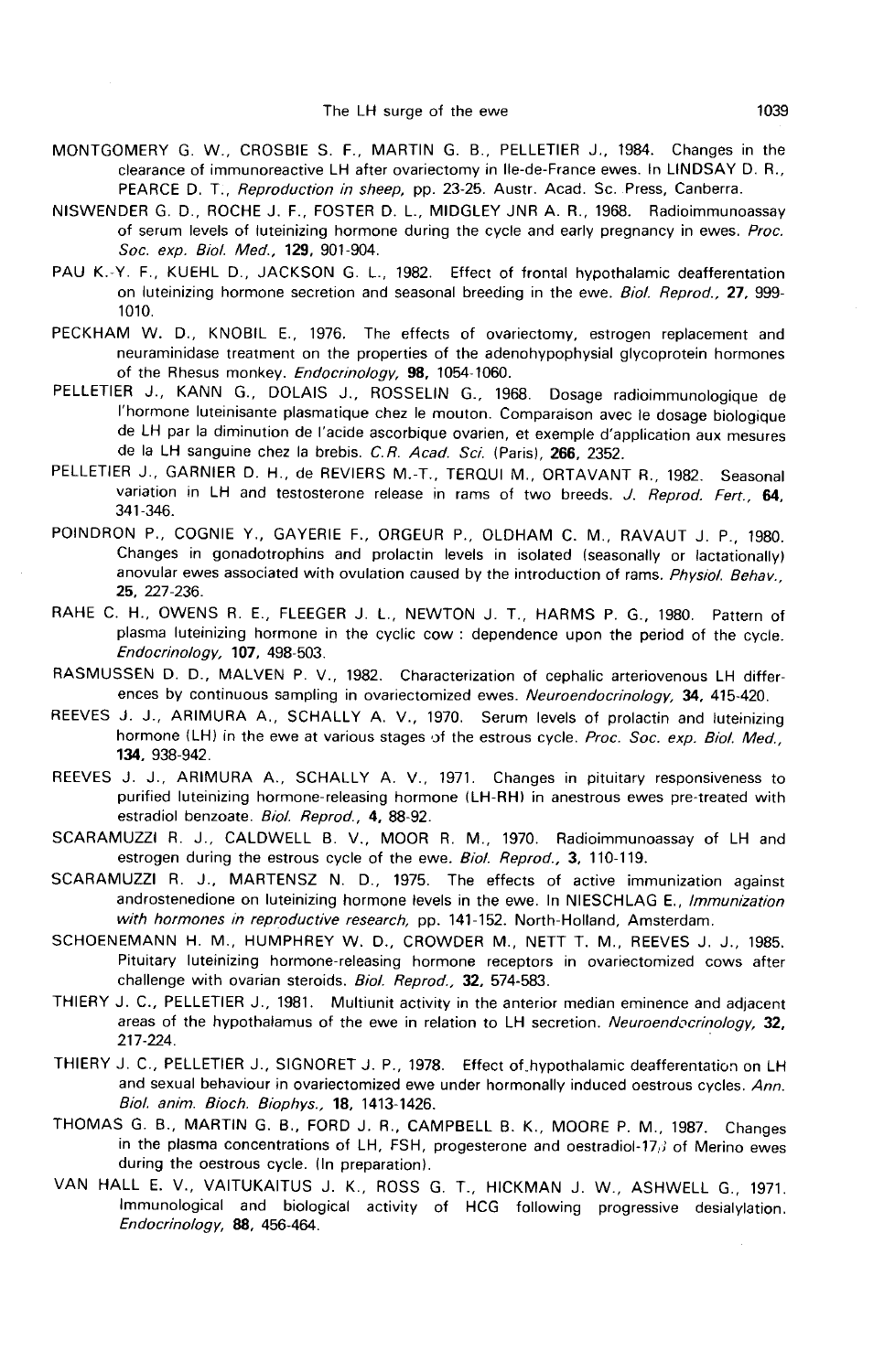MONTGOMERY G. W., CROSBIE S. F., MARTIN G. B., PELLETIER J., 1984. Changes in the clearance of immunoreactive LH after ovariectomy in Ile-de-France ewes. In LINDSAY D. R., PEARCE D. T., *Reproduction in sheep*, pp. 23-25. Austr. Acad. Sc. Press, Canberra.

NISWENDER G. D., ROCHE J. F., FOSTER D. L., MIDGLEY JNR A. R., 1968. Radioimmunoassay of serum levels of luteinizing hormone during the cycle and early pregnancy in ewes. *Proc. Soc. exp. Biol. Med.*, **129**, 901-904.

PAU K.-Y. F., KUEHL D., JACKSON G. L., 1982. Effect of frontal hypothalamic deafferentation on luteinizing hormone secretion and seasonal breeding in the ewe. *Biol. Reprod.*, **27**, 999-1010.

PECKHAM W. D., KNOBIL E., 1976. The effects of ovariectomy, estrogen replacement and neuraminidase treatment on the properties of the adenohypophysial glycoprotein hormones of the Rhesus monkey. *Endocrinology*, **98**, 1054-1060.

PELLETIER J., KANN G., DOLAIS J., ROSSELIN G., 1968. Dosage radioimmunologique de l'hormone luteinisante plasmatique chez le mouton. Comparaison avec le dosage biologique de LH par la diminution de l'acide ascorbique ovarien, et exemple d'application aux mesures de la LH sanguine chez la brebis. *C.R. Acad. Sci.* (Paris), **266**, 2352.

PELLETIER J., GARNIER D. H., de REVIERS M.-T., TERQUI M., ORTAVANT R., 1982. Seasonal variation in LH and testosterone release in rams of two breeds. *J. Reprod. Fert.*, **64**, 341-346.

POINDRON P., COGNIE Y., GAYERIE F., ORGEUR P., OLDHAM C. M., RAVAUT J. P., 1980. Changes in gonadotrophins and prolactin levels in isolated (seasonally or lactationally) anovular ewes associated with ovulation caused by the introduction of rams. *Physiol. Behav.*, **25**, 227-236.

RAHE C. H., OWENS R. E., FLEEGER J. L., NEWTON J. T., HARMS P. G., 1980. Pattern of plasma luteinizing hormone in the cyclic cow : dependence upon the period of the cycle. *Endocrinology*, **107**, 498-503.

RASMUSSEN D. D., MALVEN P. V., 1982. Characterization of cephalic arteriovenous LH differences by continuous sampling in ovariectomized ewes. *Neuroendocrinology*, **34**, 415-420.

REEVES J. J., ARIMURA A., SCHALLY A. V., 1970. Serum levels of prolactin and luteinizing hormone (LH) in the ewe at various stages of the estrous cycle. *Proc. Soc. exp. Biol. Med.*, **134**, 938-942.

REEVES J. J., ARIMURA A., SCHALLY A. V., 1971. Changes in pituitary responsiveness to purified luteinizing hormone-releasing hormone (LH-RH) in anestrous ewes pre-treated with estradiol benzoate. *Biol. Reprod.*, **4**, 88-92.

SCARAMUZZI R. J., CALDWELL B. V., MOOR R. M., 1970. Radioimmunoassay of LH and estrogen during the estrous cycle of the ewe. *Biol. Reprod.*, **3**, 110-119.

SCARAMUZZI R. J., MARTENSZ N. D., 1975. The effects of active immunization against androstenedione on luteinizing hormone levels in the ewe. In NIESCHLAG E., *Immunization with hormones in reproductive research*, pp. 141-152. North-Holland, Amsterdam.

SCHOENEMANN H. M., HUMPHREY W. D., CROWDER M., NETT T. M., REEVES J. J., 1985. Pituitary luteinizing hormone-releasing hormone receptors in ovariectomized cows after challenge with ovarian steroids. *Biol. Reprod.*, **32**, 574-583.

THIERY J. C., PELLETIER J., 1981. Multiunit activity in the anterior median eminence and adjacent areas of the hypothalamus of the ewe in relation to LH secretion. *Neuroendocrinology*, **32**, 217-224.

THIERY J. C., PELLETIER J., SIGNORET J. P., 1978. Effect of hypothalamic deafferentation on LH and sexual behaviour in ovariectomized ewe under hormonally induced oestrous cycles. *Ann. Biol. anim. Bioch. Biophys.*, **18**, 1413-1426.

THOMAS G. B., MARTIN G. B., FORD J. R., CAMPBELL B. K., MOORE P. M., 1987. Changes in the plasma concentrations of LH, FSH, progesterone and oestradiol-17$\beta$ of Merino ewes during the oestrous cycle. (In preparation).

VAN HALL E. V., VAITUKAITUS J. K., ROSS G. T., HICKMAN J. W., ASHWELL G., 1971. Immunological and biological activity of HCG following progressive desialylation. *Endocrinology*, **88**, 456-464.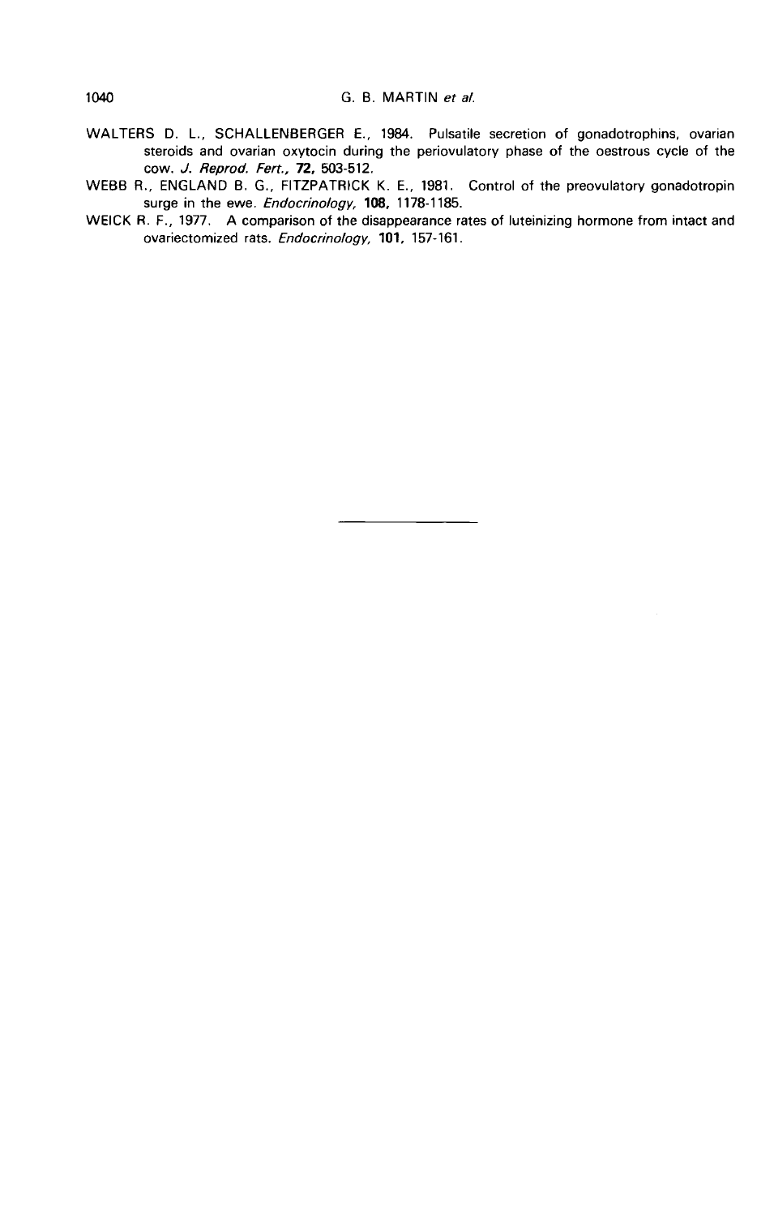WALTERS D. L., SCHALLENBERGER E., 1984. Pulsatile secretion of gonadotrophins, ovarian steroids and ovarian oxytocin during the periovulatory phase of the oestrous cycle of the cow. *J. Reprod. Fert.*, **72**, 503-512.

WEBB R., ENGLAND B. G., FITZPATRICK K. E., 1981. Control of the preovulatory gonadotropin surge in the ewe. *Endocrinology*, **108**, 1178-1185.

WEICK R. F., 1977. A comparison of the disappearance rates of luteinizing hormone from intact and ovariectomized rats. *Endocrinology*, **101**, 157-161.